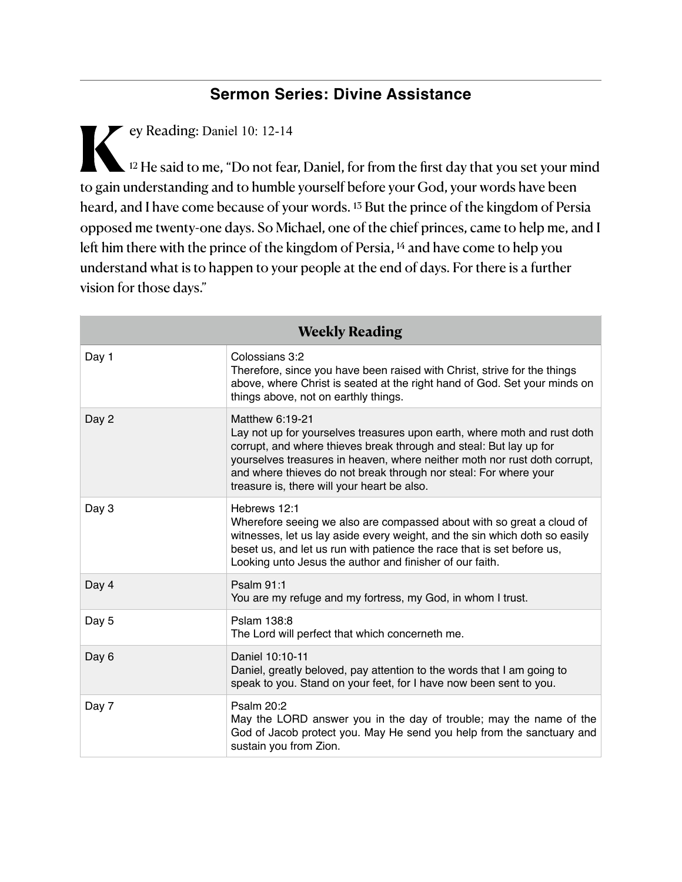## Sermon Series: Divine Assistance

Key Reading: Daniel 10: 12-14

[12] He said to me, "Do not fear, Daniel, for from the first day that you set your mind to gain understanding and to humble yourself before your God, your words have been heard, and I have come because of your words. [13] But the prince of the kingdom of Persia opposed me twenty-one days. So Michael, one of the chief princes, came to help me, and I left him there with the prince of the kingdom of Persia, [14] and have come to help you understand what is to happen to your people at the end of days. For there is a further vision for those days."

| Weekly Reading | |
|---|---|
| Day 1 | Colossians 3:2<br>Therefore, since you have been raised with Christ, strive for the things above, where Christ is seated at the right hand of God. Set your minds on things above, not on earthly things. |
| Day 2 | Matthew 6:19-21<br>Lay not up for yourselves treasures upon earth, where moth and rust doth corrupt, and where thieves break through and steal: But lay up for yourselves treasures in heaven, where neither moth nor rust doth corrupt, and where thieves do not break through nor steal: For where your treasure is, there will your heart be also. |
| Day 3 | Hebrews 12:1<br>Wherefore seeing we also are compassed about with so great a cloud of witnesses, let us lay aside every weight, and the sin which doth so easily beset us, and let us run with patience the race that is set before us, Looking unto Jesus the author and finisher of our faith. |
| Day 4 | Psalm 91:1<br>You are my refuge and my fortress, my God, in whom I trust. |
| Day 5 | Pslam 138:8<br>The Lord will perfect that which concerneth me. |
| Day 6 | Daniel 10:10-11<br>Daniel, greatly beloved, pay attention to the words that I am going to speak to you. Stand on your feet, for I have now been sent to you. |
| Day 7 | Psalm 20:2<br>May the LORD answer you in the day of trouble; may the name of the God of Jacob protect you. May He send you help from the sanctuary and sustain you from Zion. |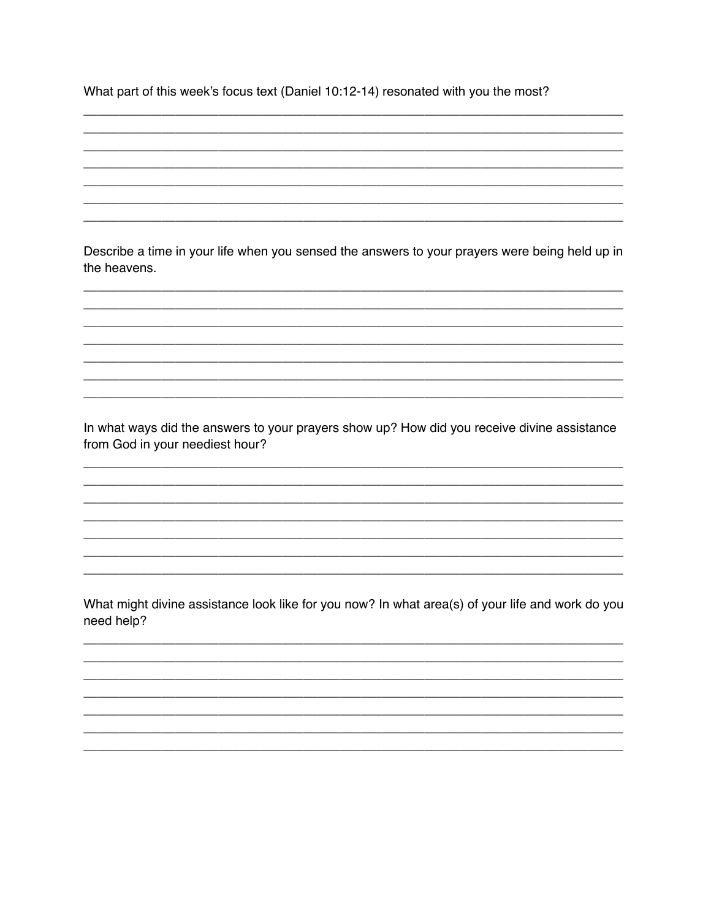What part of this week's focus text (Daniel 10:12-14) resonated with you the most?

_____________________________________________________________________________
_____________________________________________________________________________
_____________________________________________________________________________
_____________________________________________________________________________
_____________________________________________________________________________
_____________________________________________________________________________
_____________________________________________________________________________

Describe a time in your life when you sensed the answers to your prayers were being held up in the heavens.

_____________________________________________________________________________
_____________________________________________________________________________
_____________________________________________________________________________
_____________________________________________________________________________
_____________________________________________________________________________
_____________________________________________________________________________
_____________________________________________________________________________

In what ways did the answers to your prayers show up? How did you receive divine assistance from God in your neediest hour?

_____________________________________________________________________________
_____________________________________________________________________________
_____________________________________________________________________________
_____________________________________________________________________________
_____________________________________________________________________________
_____________________________________________________________________________
_____________________________________________________________________________

What might divine assistance look like for you now? In what area(s) of your life and work do you need help?

_____________________________________________________________________________
_____________________________________________________________________________
_____________________________________________________________________________
_____________________________________________________________________________
_____________________________________________________________________________
_____________________________________________________________________________
_____________________________________________________________________________